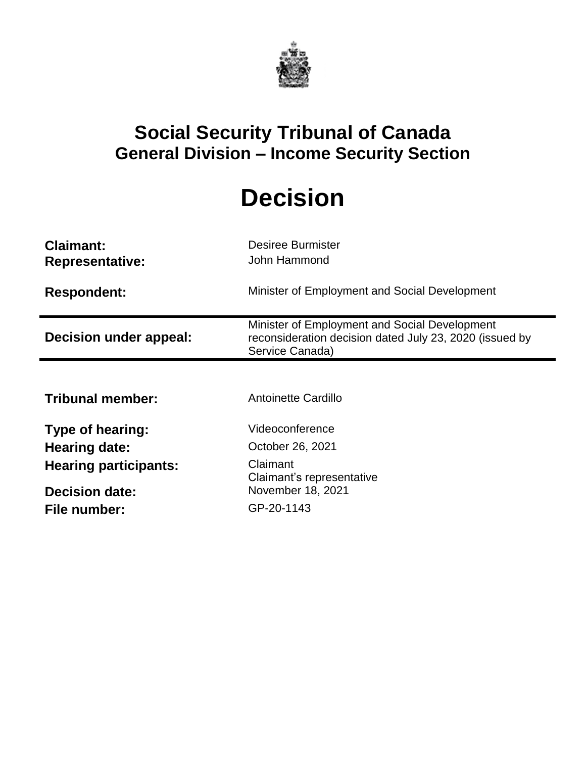# Social Security Tribunal of Canada
## General Division – Income Security Section

# Decision

| | |
|---|---|
| **Claimant:** | Desiree Burmister |
| **Representative:** | John Hammond |
| **Respondent:** | Minister of Employment and Social Development |

| | |
|---|---|
| **Decision under appeal:** | Minister of Employment and Social Development reconsideration decision dated July 23, 2020 (issued by Service Canada) |

| | |
|---|---|
| **Tribunal member:** | Antoinette Cardillo |
| **Type of hearing:** | Videoconference |
| **Hearing date:** | October 26, 2021 |
| **Hearing participants:** | Claimant<br>Claimant's representative |
| **Decision date:** | November 18, 2021 |
| **File number:** | GP-20-1143 |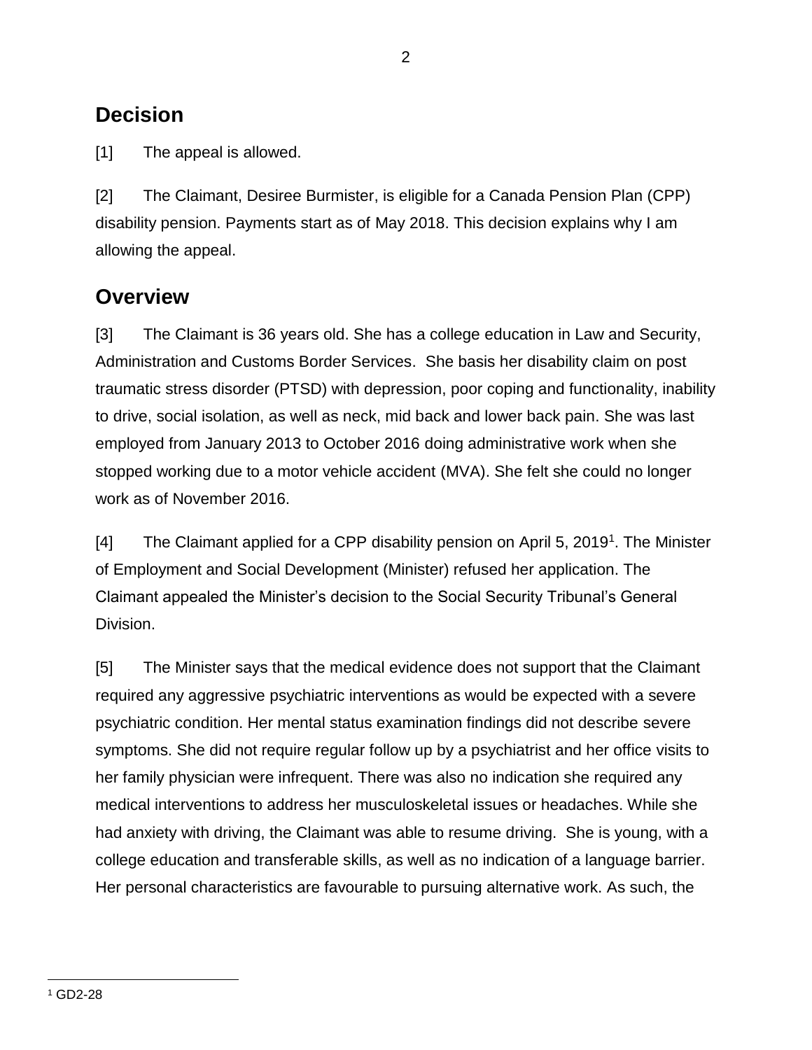## Decision

[1] The appeal is allowed.

[2] The Claimant, Desiree Burmister, is eligible for a Canada Pension Plan (CPP) disability pension. Payments start as of May 2018. This decision explains why I am allowing the appeal.

## Overview

[3] The Claimant is 36 years old. She has a college education in Law and Security, Administration and Customs Border Services. She basis her disability claim on post traumatic stress disorder (PTSD) with depression, poor coping and functionality, inability to drive, social isolation, as well as neck, mid back and lower back pain. She was last employed from January 2013 to October 2016 doing administrative work when she stopped working due to a motor vehicle accident (MVA). She felt she could no longer work as of November 2016.

[4] The Claimant applied for a CPP disability pension on April 5, 2019[1]. The Minister of Employment and Social Development (Minister) refused her application. The Claimant appealed the Minister's decision to the Social Security Tribunal's General Division.

[5] The Minister says that the medical evidence does not support that the Claimant required any aggressive psychiatric interventions as would be expected with a severe psychiatric condition. Her mental status examination findings did not describe severe symptoms. She did not require regular follow up by a psychiatrist and her office visits to her family physician were infrequent. There was also no indication she required any medical interventions to address her musculoskeletal issues or headaches. While she had anxiety with driving, the Claimant was able to resume driving. She is young, with a college education and transferable skills, as well as no indication of a language barrier. Her personal characteristics are favourable to pursuing alternative work. As such, the

[1] GD2-28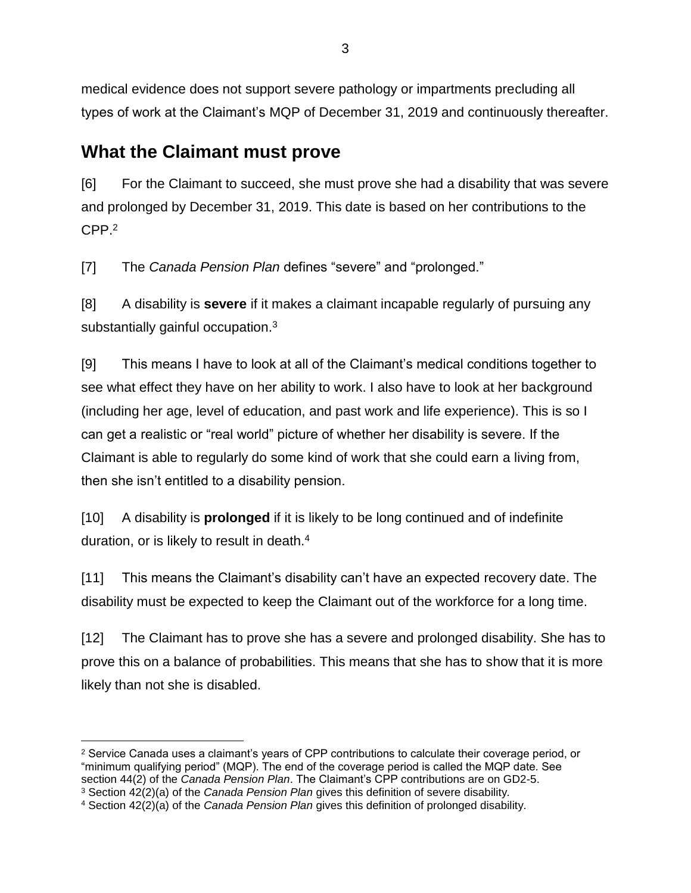medical evidence does not support severe pathology or impartments precluding all types of work at the Claimant's MQP of December 31, 2019 and continuously thereafter.

## What the Claimant must prove

[6] For the Claimant to succeed, she must prove she had a disability that was severe and prolonged by December 31, 2019. This date is based on her contributions to the CPP.[2]

[7] The *Canada Pension Plan* defines "severe" and "prolonged."

[8] A disability is **severe** if it makes a claimant incapable regularly of pursuing any substantially gainful occupation.[3]

[9] This means I have to look at all of the Claimant's medical conditions together to see what effect they have on her ability to work. I also have to look at her background (including her age, level of education, and past work and life experience). This is so I can get a realistic or "real world" picture of whether her disability is severe. If the Claimant is able to regularly do some kind of work that she could earn a living from, then she isn't entitled to a disability pension.

[10] A disability is **prolonged** if it is likely to be long continued and of indefinite duration, or is likely to result in death.[4]

[11] This means the Claimant's disability can't have an expected recovery date. The disability must be expected to keep the Claimant out of the workforce for a long time.

[12] The Claimant has to prove she has a severe and prolonged disability. She has to prove this on a balance of probabilities. This means that she has to show that it is more likely than not she is disabled.

---

[2] Service Canada uses a claimant's years of CPP contributions to calculate their coverage period, or "minimum qualifying period" (MQP). The end of the coverage period is called the MQP date. See section 44(2) of the *Canada Pension Plan*. The Claimant's CPP contributions are on GD2-5.

[3] Section 42(2)(a) of the *Canada Pension Plan* gives this definition of severe disability.

[4] Section 42(2)(a) of the *Canada Pension Plan* gives this definition of prolonged disability.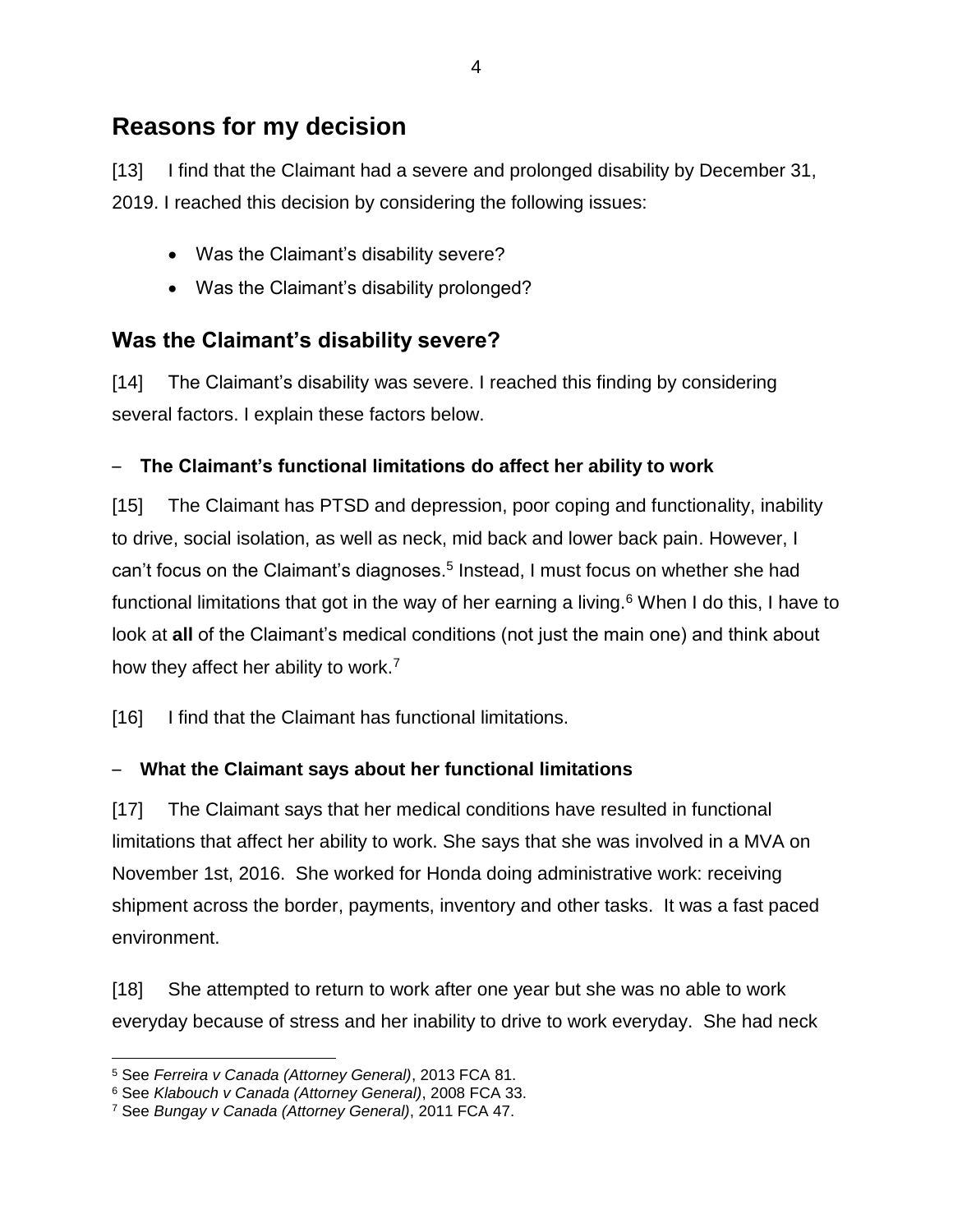## Reasons for my decision

[13] I find that the Claimant had a severe and prolonged disability by December 31, 2019. I reached this decision by considering the following issues:

- Was the Claimant's disability severe?
- Was the Claimant's disability prolonged?

### Was the Claimant's disability severe?

[14] The Claimant's disability was severe. I reached this finding by considering several factors. I explain these factors below.

– **The Claimant's functional limitations do affect her ability to work**

[15] The Claimant has PTSD and depression, poor coping and functionality, inability to drive, social isolation, as well as neck, mid back and lower back pain. However, I can't focus on the Claimant's diagnoses.[5] Instead, I must focus on whether she had functional limitations that got in the way of her earning a living.[6] When I do this, I have to look at **all** of the Claimant's medical conditions (not just the main one) and think about how they affect her ability to work.[7]

[16] I find that the Claimant has functional limitations.

– **What the Claimant says about her functional limitations**

[17] The Claimant says that her medical conditions have resulted in functional limitations that affect her ability to work. She says that she was involved in a MVA on November 1st, 2016. She worked for Honda doing administrative work: receiving shipment across the border, payments, inventory and other tasks. It was a fast paced environment.

[18] She attempted to return to work after one year but she was no able to work everyday because of stress and her inability to drive to work everyday. She had neck

[5] See *Ferreira v Canada (Attorney General)*, 2013 FCA 81.
[6] See *Klabouch v Canada (Attorney General)*, 2008 FCA 33.
[7] See *Bungay v Canada (Attorney General)*, 2011 FCA 47.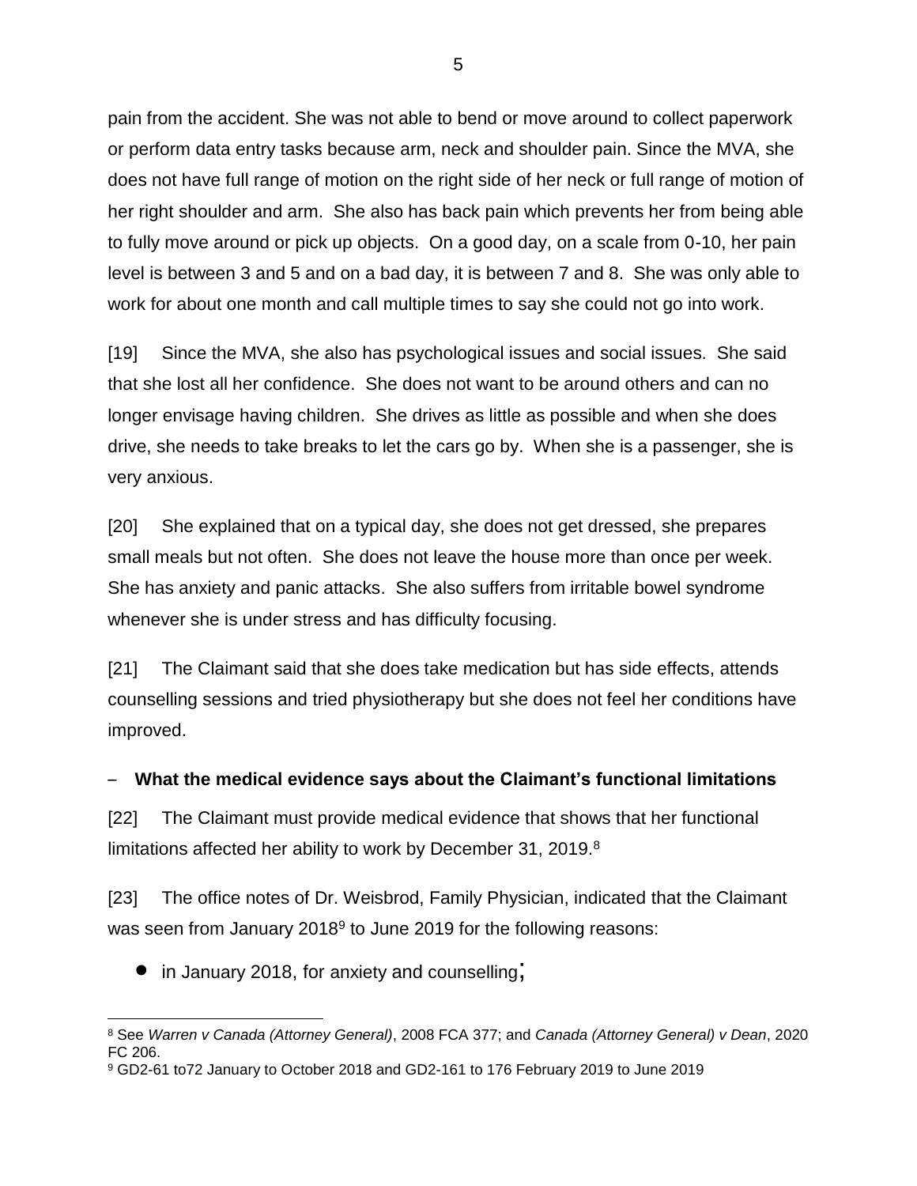pain from the accident. She was not able to bend or move around to collect paperwork or perform data entry tasks because arm, neck and shoulder pain. Since the MVA, she does not have full range of motion on the right side of her neck or full range of motion of her right shoulder and arm. She also has back pain which prevents her from being able to fully move around or pick up objects. On a good day, on a scale from 0-10, her pain level is between 3 and 5 and on a bad day, it is between 7 and 8. She was only able to work for about one month and call multiple times to say she could not go into work.

[19] Since the MVA, she also has psychological issues and social issues. She said that she lost all her confidence. She does not want to be around others and can no longer envisage having children. She drives as little as possible and when she does drive, she needs to take breaks to let the cars go by. When she is a passenger, she is very anxious.

[20] She explained that on a typical day, she does not get dressed, she prepares small meals but not often. She does not leave the house more than once per week. She has anxiety and panic attacks. She also suffers from irritable bowel syndrome whenever she is under stress and has difficulty focusing.

[21] The Claimant said that she does take medication but has side effects, attends counselling sessions and tried physiotherapy but she does not feel her conditions have improved.

### – What the medical evidence says about the Claimant's functional limitations

[22] The Claimant must provide medical evidence that shows that her functional limitations affected her ability to work by December 31, 2019.[8]

[23] The office notes of Dr. Weisbrod, Family Physician, indicated that the Claimant was seen from January 2018[9] to June 2019 for the following reasons:

- in January 2018, for anxiety and counselling;

---

[8] See *Warren v Canada (Attorney General)*, 2008 FCA 377; and *Canada (Attorney General) v Dean*, 2020 FC 206.

[9] GD2-61 to72 January to October 2018 and GD2-161 to 176 February 2019 to June 2019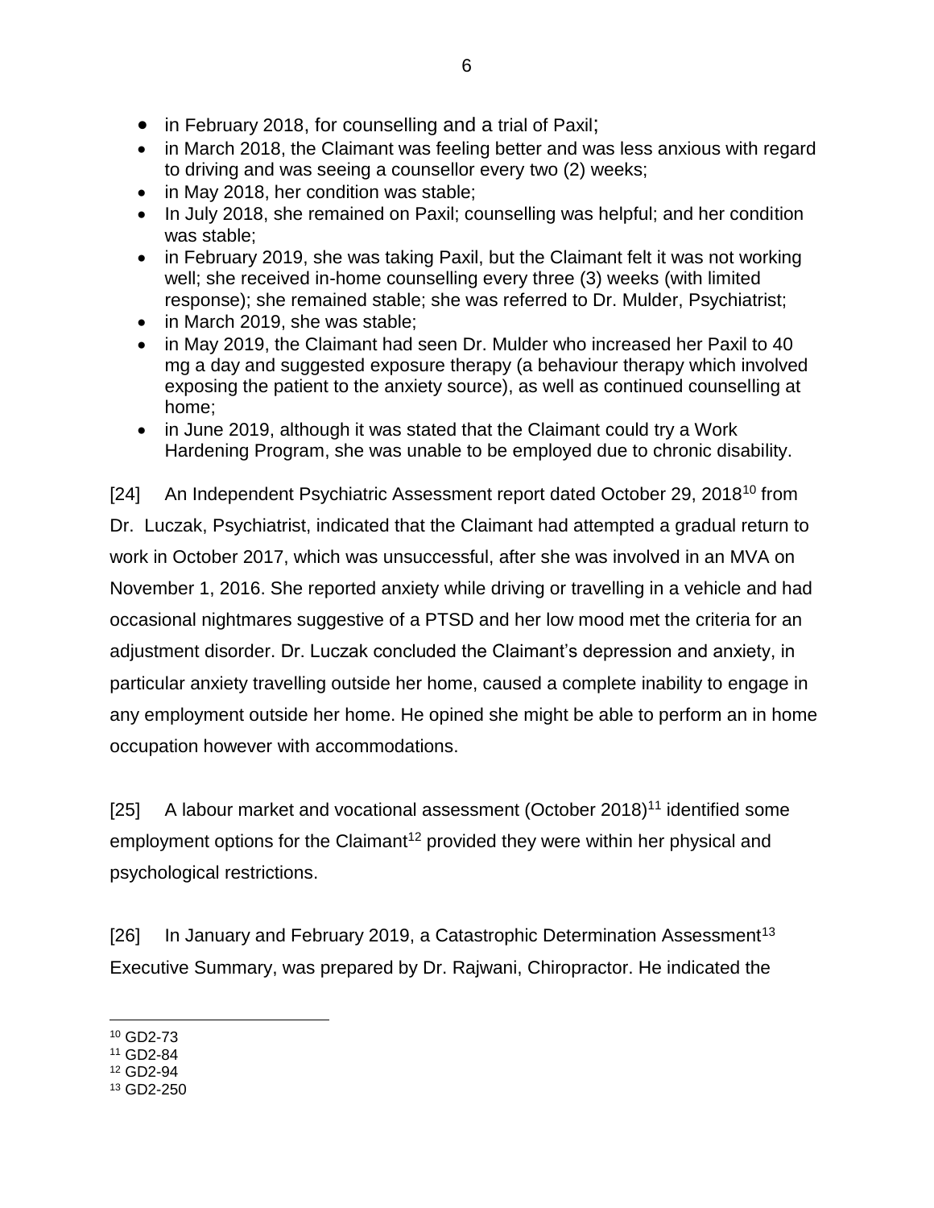- in February 2018, for counselling and a trial of Paxil;
- in March 2018, the Claimant was feeling better and was less anxious with regard to driving and was seeing a counsellor every two (2) weeks;
- in May 2018, her condition was stable;
- In July 2018, she remained on Paxil; counselling was helpful; and her condition was stable;
- in February 2019, she was taking Paxil, but the Claimant felt it was not working well; she received in-home counselling every three (3) weeks (with limited response); she remained stable; she was referred to Dr. Mulder, Psychiatrist;
- in March 2019, she was stable;
- in May 2019, the Claimant had seen Dr. Mulder who increased her Paxil to 40 mg a day and suggested exposure therapy (a behaviour therapy which involved exposing the patient to the anxiety source), as well as continued counselling at home;
- in June 2019, although it was stated that the Claimant could try a Work Hardening Program, she was unable to be employed due to chronic disability.

[24] An Independent Psychiatric Assessment report dated October 29, 2018[10] from Dr. Luczak, Psychiatrist, indicated that the Claimant had attempted a gradual return to work in October 2017, which was unsuccessful, after she was involved in an MVA on November 1, 2016. She reported anxiety while driving or travelling in a vehicle and had occasional nightmares suggestive of a PTSD and her low mood met the criteria for an adjustment disorder. Dr. Luczak concluded the Claimant's depression and anxiety, in particular anxiety travelling outside her home, caused a complete inability to engage in any employment outside her home. He opined she might be able to perform an in home occupation however with accommodations.

[25] A labour market and vocational assessment (October 2018)[11] identified some employment options for the Claimant[12] provided they were within her physical and psychological restrictions.

[26] In January and February 2019, a Catastrophic Determination Assessment[13] Executive Summary, was prepared by Dr. Rajwani, Chiropractor. He indicated the

[10] GD2-73
[11] GD2-84
[12] GD2-94
[13] GD2-250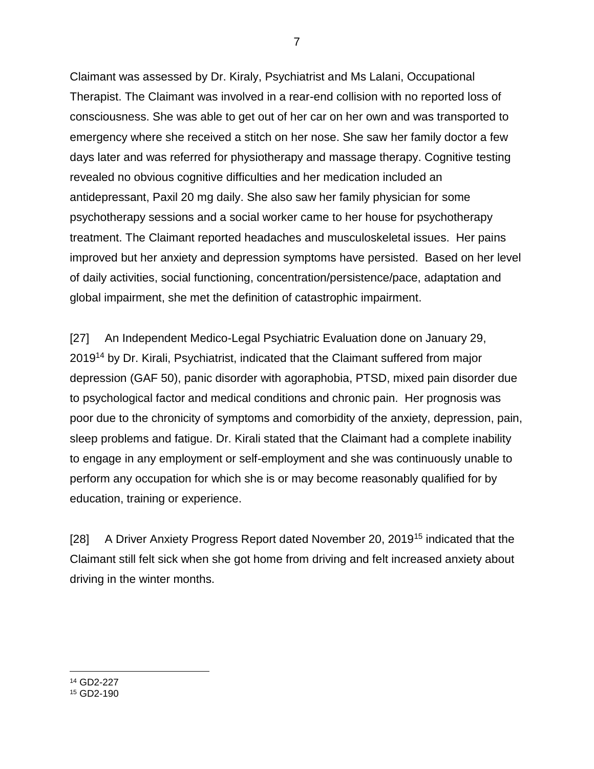Claimant was assessed by Dr. Kiraly, Psychiatrist and Ms Lalani, Occupational Therapist. The Claimant was involved in a rear-end collision with no reported loss of consciousness. She was able to get out of her car on her own and was transported to emergency where she received a stitch on her nose. She saw her family doctor a few days later and was referred for physiotherapy and massage therapy. Cognitive testing revealed no obvious cognitive difficulties and her medication included an antidepressant, Paxil 20 mg daily. She also saw her family physician for some psychotherapy sessions and a social worker came to her house for psychotherapy treatment. The Claimant reported headaches and musculoskeletal issues. Her pains improved but her anxiety and depression symptoms have persisted. Based on her level of daily activities, social functioning, concentration/persistence/pace, adaptation and global impairment, she met the definition of catastrophic impairment.

[27] An Independent Medico-Legal Psychiatric Evaluation done on January 29, 2019[14] by Dr. Kirali, Psychiatrist, indicated that the Claimant suffered from major depression (GAF 50), panic disorder with agoraphobia, PTSD, mixed pain disorder due to psychological factor and medical conditions and chronic pain. Her prognosis was poor due to the chronicity of symptoms and comorbidity of the anxiety, depression, pain, sleep problems and fatigue. Dr. Kirali stated that the Claimant had a complete inability to engage in any employment or self-employment and she was continuously unable to perform any occupation for which she is or may become reasonably qualified for by education, training or experience.

[28] A Driver Anxiety Progress Report dated November 20, 2019[15] indicated that the Claimant still felt sick when she got home from driving and felt increased anxiety about driving in the winter months.

---

[14] GD2-227

[15] GD2-190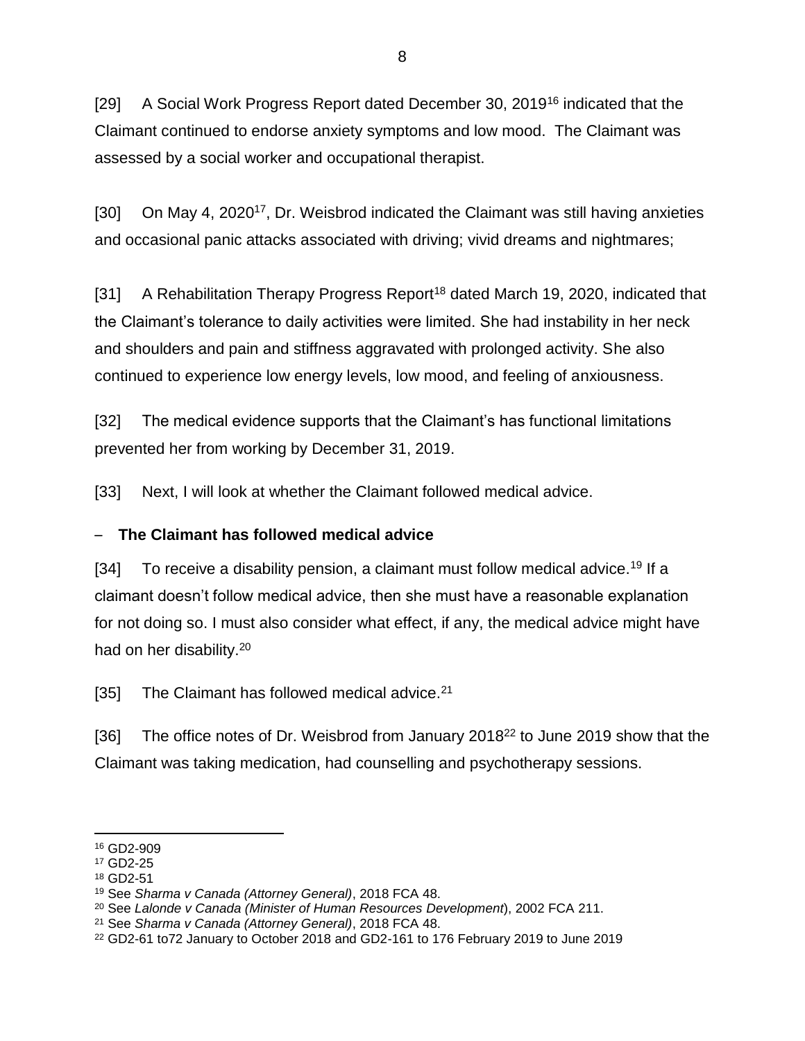[29] A Social Work Progress Report dated December 30, 2019[16] indicated that the Claimant continued to endorse anxiety symptoms and low mood. The Claimant was assessed by a social worker and occupational therapist.

[30] On May 4, 2020[17], Dr. Weisbrod indicated the Claimant was still having anxieties and occasional panic attacks associated with driving; vivid dreams and nightmares;

[31] A Rehabilitation Therapy Progress Report[18] dated March 19, 2020, indicated that the Claimant's tolerance to daily activities were limited. She had instability in her neck and shoulders and pain and stiffness aggravated with prolonged activity. She also continued to experience low energy levels, low mood, and feeling of anxiousness.

[32] The medical evidence supports that the Claimant's has functional limitations prevented her from working by December 31, 2019.

[33] Next, I will look at whether the Claimant followed medical advice.

– **The Claimant has followed medical advice**

[34] To receive a disability pension, a claimant must follow medical advice.[19] If a claimant doesn't follow medical advice, then she must have a reasonable explanation for not doing so. I must also consider what effect, if any, the medical advice might have had on her disability.[20]

[35] The Claimant has followed medical advice.[21]

[36] The office notes of Dr. Weisbrod from January 2018[22] to June 2019 show that the Claimant was taking medication, had counselling and psychotherapy sessions.

---

[16] GD2-909

[17] GD2-25

[18] GD2-51

[19] See *Sharma v Canada (Attorney General)*, 2018 FCA 48.

[20] See *Lalonde v Canada (Minister of Human Resources Development*), 2002 FCA 211.

[21] See *Sharma v Canada (Attorney General)*, 2018 FCA 48.

[22] GD2-61 to72 January to October 2018 and GD2-161 to 176 February 2019 to June 2019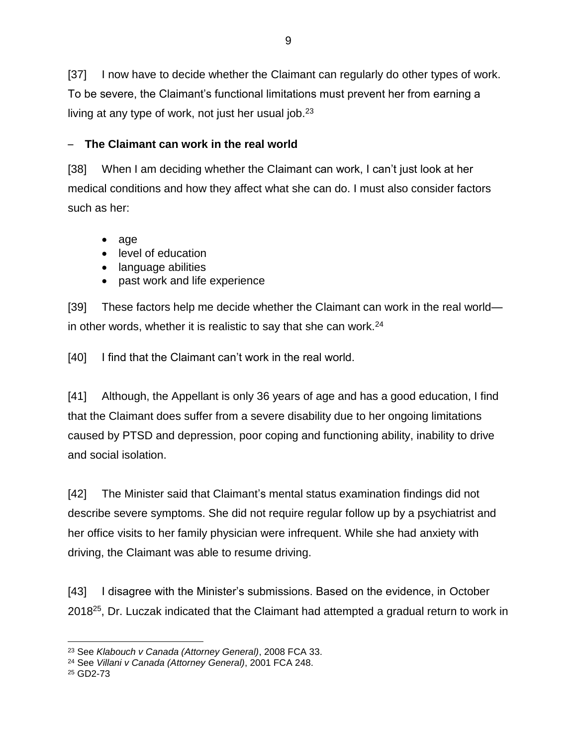[37] I now have to decide whether the Claimant can regularly do other types of work. To be severe, the Claimant's functional limitations must prevent her from earning a living at any type of work, not just her usual job.[23]

– **The Claimant can work in the real world**

[38] When I am deciding whether the Claimant can work, I can't just look at her medical conditions and how they affect what she can do. I must also consider factors such as her:

- age
- level of education
- language abilities
- past work and life experience

[39] These factors help me decide whether the Claimant can work in the real world—in other words, whether it is realistic to say that she can work.[24]

[40] I find that the Claimant can't work in the real world.

[41] Although, the Appellant is only 36 years of age and has a good education, I find that the Claimant does suffer from a severe disability due to her ongoing limitations caused by PTSD and depression, poor coping and functioning ability, inability to drive and social isolation.

[42] The Minister said that Claimant's mental status examination findings did not describe severe symptoms. She did not require regular follow up by a psychiatrist and her office visits to her family physician were infrequent. While she had anxiety with driving, the Claimant was able to resume driving.

[43] I disagree with the Minister's submissions. Based on the evidence, in October 2018[25], Dr. Luczak indicated that the Claimant had attempted a gradual return to work in

---

[23] See *Klabouch v Canada (Attorney General)*, 2008 FCA 33.

[24] See *Villani v Canada (Attorney General)*, 2001 FCA 248.

[25] GD2-73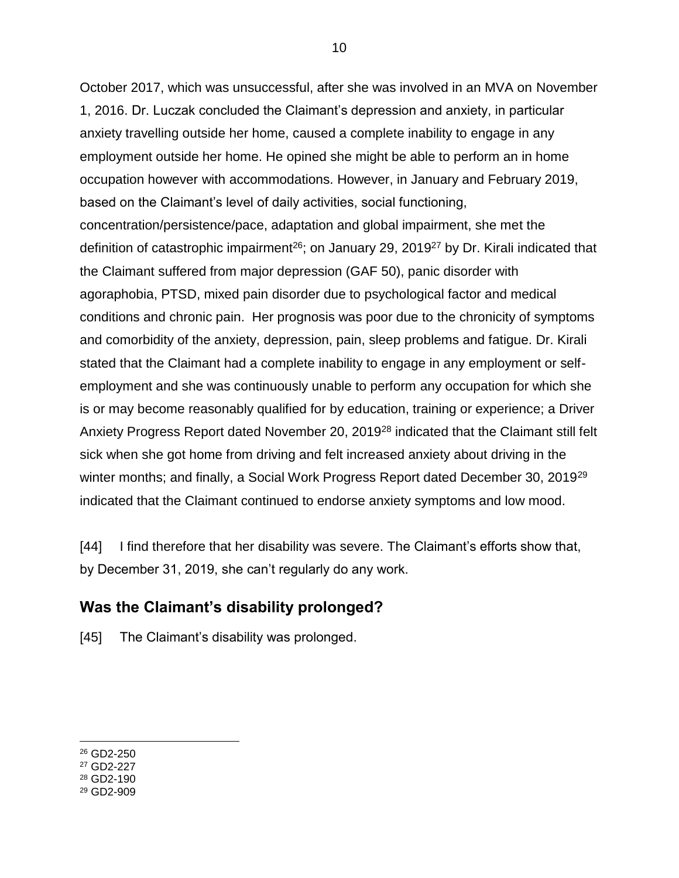October 2017, which was unsuccessful, after she was involved in an MVA on November 1, 2016. Dr. Luczak concluded the Claimant's depression and anxiety, in particular anxiety travelling outside her home, caused a complete inability to engage in any employment outside her home. He opined she might be able to perform an in home occupation however with accommodations. However, in January and February 2019, based on the Claimant's level of daily activities, social functioning, concentration/persistence/pace, adaptation and global impairment, she met the definition of catastrophic impairment[26]; on January 29, 2019[27] by Dr. Kirali indicated that the Claimant suffered from major depression (GAF 50), panic disorder with agoraphobia, PTSD, mixed pain disorder due to psychological factor and medical conditions and chronic pain. Her prognosis was poor due to the chronicity of symptoms and comorbidity of the anxiety, depression, pain, sleep problems and fatigue. Dr. Kirali stated that the Claimant had a complete inability to engage in any employment or self-employment and she was continuously unable to perform any occupation for which she is or may become reasonably qualified for by education, training or experience; a Driver Anxiety Progress Report dated November 20, 2019[28] indicated that the Claimant still felt sick when she got home from driving and felt increased anxiety about driving in the winter months; and finally, a Social Work Progress Report dated December 30, 2019[29] indicated that the Claimant continued to endorse anxiety symptoms and low mood.

[44] I find therefore that her disability was severe. The Claimant's efforts show that, by December 31, 2019, she can't regularly do any work.

## Was the Claimant's disability prolonged?

[45] The Claimant's disability was prolonged.

---

[26] GD2-250
[27] GD2-227
[28] GD2-190
[29] GD2-909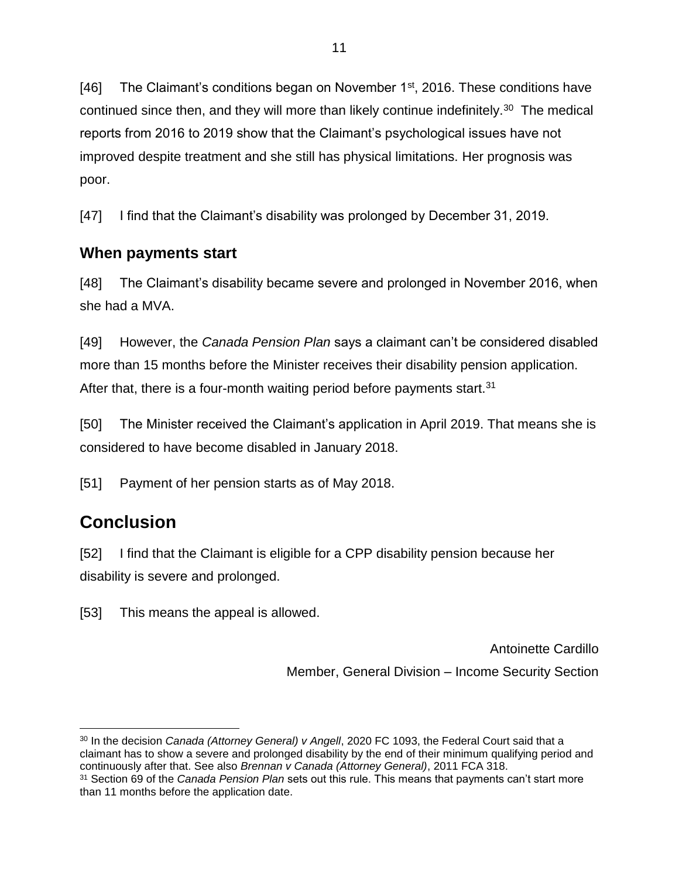[46] The Claimant's conditions began on November 1st, 2016. These conditions have continued since then, and they will more than likely continue indefinitely.[30] The medical reports from 2016 to 2019 show that the Claimant's psychological issues have not improved despite treatment and she still has physical limitations. Her prognosis was poor.

[47] I find that the Claimant's disability was prolonged by December 31, 2019.

### When payments start

[48] The Claimant's disability became severe and prolonged in November 2016, when she had a MVA.

[49] However, the *Canada Pension Plan* says a claimant can't be considered disabled more than 15 months before the Minister receives their disability pension application. After that, there is a four-month waiting period before payments start.[31]

[50] The Minister received the Claimant's application in April 2019. That means she is considered to have become disabled in January 2018.

[51] Payment of her pension starts as of May 2018.

## Conclusion

[52] I find that the Claimant is eligible for a CPP disability pension because her disability is severe and prolonged.

[53] This means the appeal is allowed.

Antoinette Cardillo

Member, General Division – Income Security Section

---

[30] In the decision *Canada (Attorney General) v Angell*, 2020 FC 1093, the Federal Court said that a claimant has to show a severe and prolonged disability by the end of their minimum qualifying period and continuously after that. See also *Brennan v Canada (Attorney General)*, 2011 FCA 318.

[31] Section 69 of the *Canada Pension Plan* sets out this rule. This means that payments can't start more than 11 months before the application date.